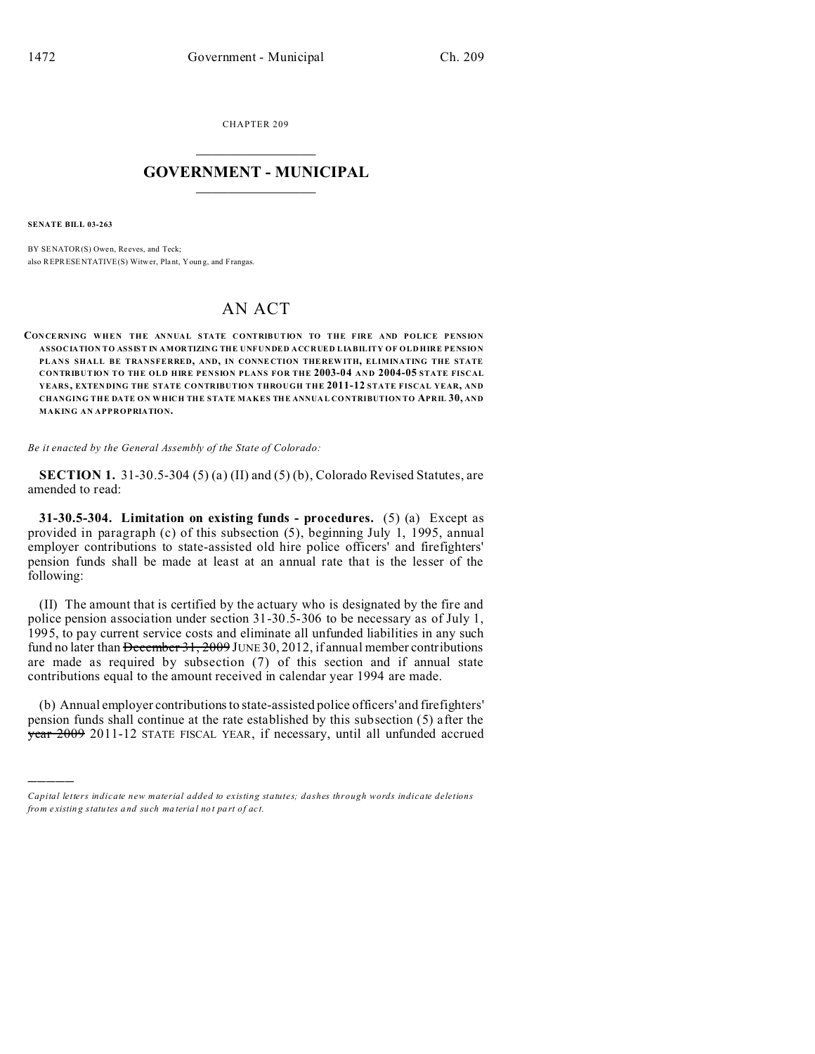CHAPTER 209

## GOVERNMENT - MUNICIPAL

**SENATE BILL 03-263**

BY SENATOR(S) Owen, Reeves, and Teck;
also REPRESENTATIVE(S) Witwer, Plant, Young, and Frangas.

# AN ACT

**CONCERNING WHEN THE ANNUAL STATE CONTRIBUTION TO THE FIRE AND POLICE PENSION ASSOCIATION TO ASSIST IN AMORTIZING THE UNFUNDED ACCRUED LIABILITY OF OLD HIRE PENSION PLANS SHALL BE TRANSFERRED, AND, IN CONNECTION THEREWITH, ELIMINATING THE STATE CONTRIBUTION TO THE OLD HIRE PENSION PLANS FOR THE 2003-04 AND 2004-05 STATE FISCAL YEARS, EXTENDING THE STATE CONTRIBUTION THROUGH THE 2011-12 STATE FISCAL YEAR, AND CHANGING THE DATE ON WHICH THE STATE MAKES THE ANNUAL CONTRIBUTION TO APRIL 30, AND MAKING AN APPROPRIATION.**

*Be it enacted by the General Assembly of the State of Colorado:*

**SECTION 1.** 31-30.5-304 (5) (a) (II) and (5) (b), Colorado Revised Statutes, are amended to read:

**31-30.5-304. Limitation on existing funds - procedures.** (5) (a) Except as provided in paragraph (c) of this subsection (5), beginning July 1, 1995, annual employer contributions to state-assisted old hire police officers' and firefighters' pension funds shall be made at least at an annual rate that is the lesser of the following:

(II) The amount that is certified by the actuary who is designated by the fire and police pension association under section 31-30.5-306 to be necessary as of July 1, 1995, to pay current service costs and eliminate all unfunded liabilities in any such fund no later than ~~December 31, 2009~~ JUNE 30, 2012, if annual member contributions are made as required by subsection (7) of this section and if annual state contributions equal to the amount received in calendar year 1994 are made.

(b) Annual employer contributions to state-assisted police officers' and firefighters' pension funds shall continue at the rate established by this subsection (5) after the ~~year 2009~~ 2011-12 STATE FISCAL YEAR, if necessary, until all unfunded accrued

*Capital letters indicate new material added to existing statutes; dashes through words indicate deletions from existing statutes and such material not part of act.*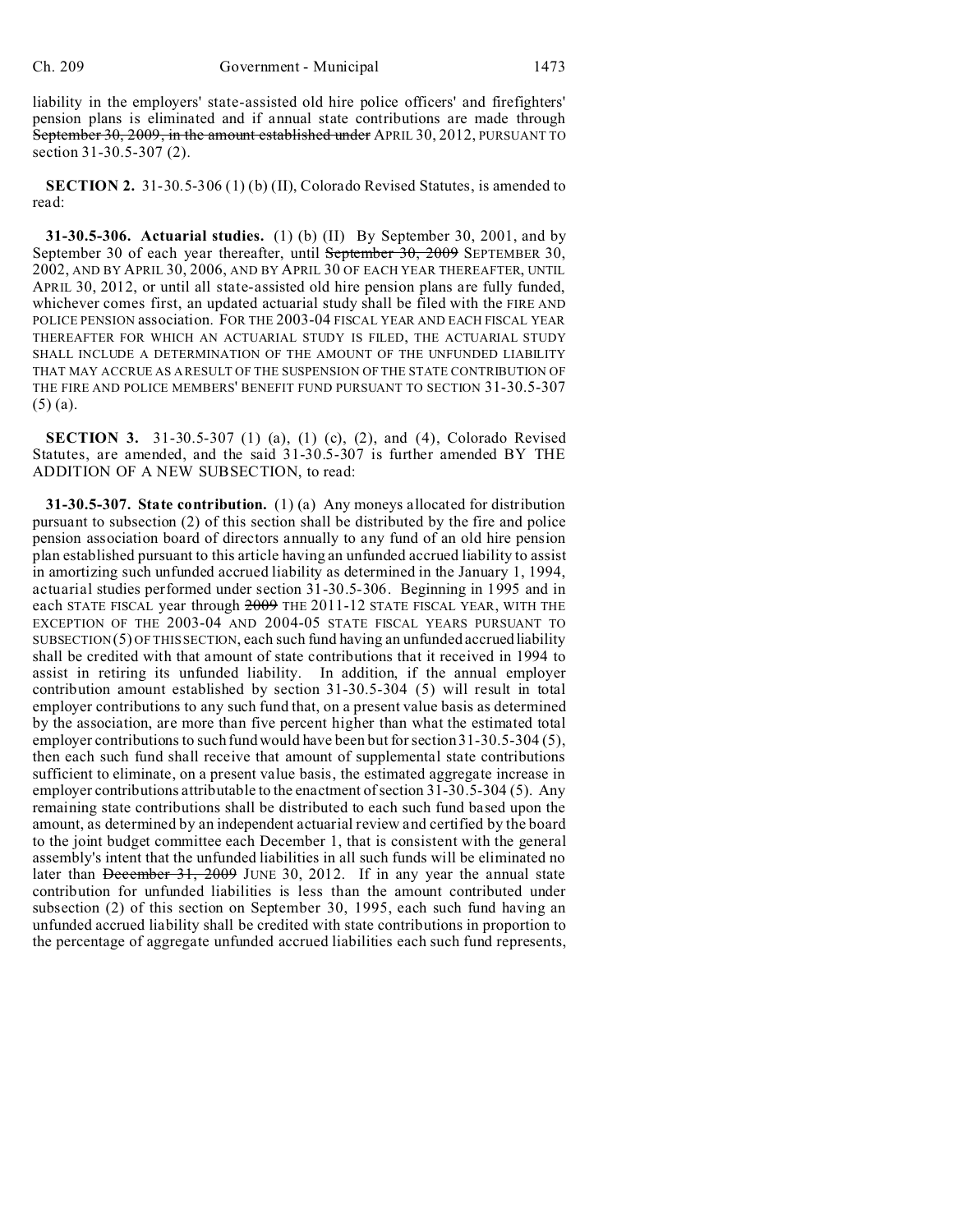liability in the employers' state-assisted old hire police officers' and firefighters' pension plans is eliminated and if annual state contributions are made through ~~September 30, 2009, in the amount established under~~ APRIL 30, 2012, PURSUANT TO section 31-30.5-307 (2).

**SECTION 2.** 31-30.5-306 (1) (b) (II), Colorado Revised Statutes, is amended to read:

**31-30.5-306. Actuarial studies.** (1) (b) (II) By September 30, 2001, and by September 30 of each year thereafter, until ~~September 30, 2009~~ SEPTEMBER 30, 2002, AND BY APRIL 30, 2006, AND BY APRIL 30 OF EACH YEAR THEREAFTER, UNTIL APRIL 30, 2012, or until all state-assisted old hire pension plans are fully funded, whichever comes first, an updated actuarial study shall be filed with the FIRE AND POLICE PENSION association. FOR THE 2003-04 FISCAL YEAR AND EACH FISCAL YEAR THEREAFTER FOR WHICH AN ACTUARIAL STUDY IS FILED, THE ACTUARIAL STUDY SHALL INCLUDE A DETERMINATION OF THE AMOUNT OF THE UNFUNDED LIABILITY THAT MAY ACCRUE AS A RESULT OF THE SUSPENSION OF THE STATE CONTRIBUTION OF THE FIRE AND POLICE MEMBERS' BENEFIT FUND PURSUANT TO SECTION 31-30.5-307 (5) (a).

**SECTION 3.** 31-30.5-307 (1) (a), (1) (c), (2), and (4), Colorado Revised Statutes, are amended, and the said 31-30.5-307 is further amended BY THE ADDITION OF A NEW SUBSECTION, to read:

**31-30.5-307. State contribution.** (1) (a) Any moneys allocated for distribution pursuant to subsection (2) of this section shall be distributed by the fire and police pension association board of directors annually to any fund of an old hire pension plan established pursuant to this article having an unfunded accrued liability to assist in amortizing such unfunded accrued liability as determined in the January 1, 1994, actuarial studies performed under section 31-30.5-306. Beginning in 1995 and in each STATE FISCAL year through ~~2009~~ THE 2011-12 STATE FISCAL YEAR, WITH THE EXCEPTION OF THE 2003-04 AND 2004-05 STATE FISCAL YEARS PURSUANT TO SUBSECTION (5) OF THIS SECTION, each such fund having an unfunded accrued liability shall be credited with that amount of state contributions that it received in 1994 to assist in retiring its unfunded liability. In addition, if the annual employer contribution amount established by section 31-30.5-304 (5) will result in total employer contributions to any such fund that, on a present value basis as determined by the association, are more than five percent higher than what the estimated total employer contributions to such fund would have been but for section 31-30.5-304 (5), then each such fund shall receive that amount of supplemental state contributions sufficient to eliminate, on a present value basis, the estimated aggregate increase in employer contributions attributable to the enactment of section 31-30.5-304 (5). Any remaining state contributions shall be distributed to each such fund based upon the amount, as determined by an independent actuarial review and certified by the board to the joint budget committee each December 1, that is consistent with the general assembly's intent that the unfunded liabilities in all such funds will be eliminated no later than ~~December 31, 2009~~ JUNE 30, 2012. If in any year the annual state contribution for unfunded liabilities is less than the amount contributed under subsection (2) of this section on September 30, 1995, each such fund having an unfunded accrued liability shall be credited with state contributions in proportion to the percentage of aggregate unfunded accrued liabilities each such fund represents,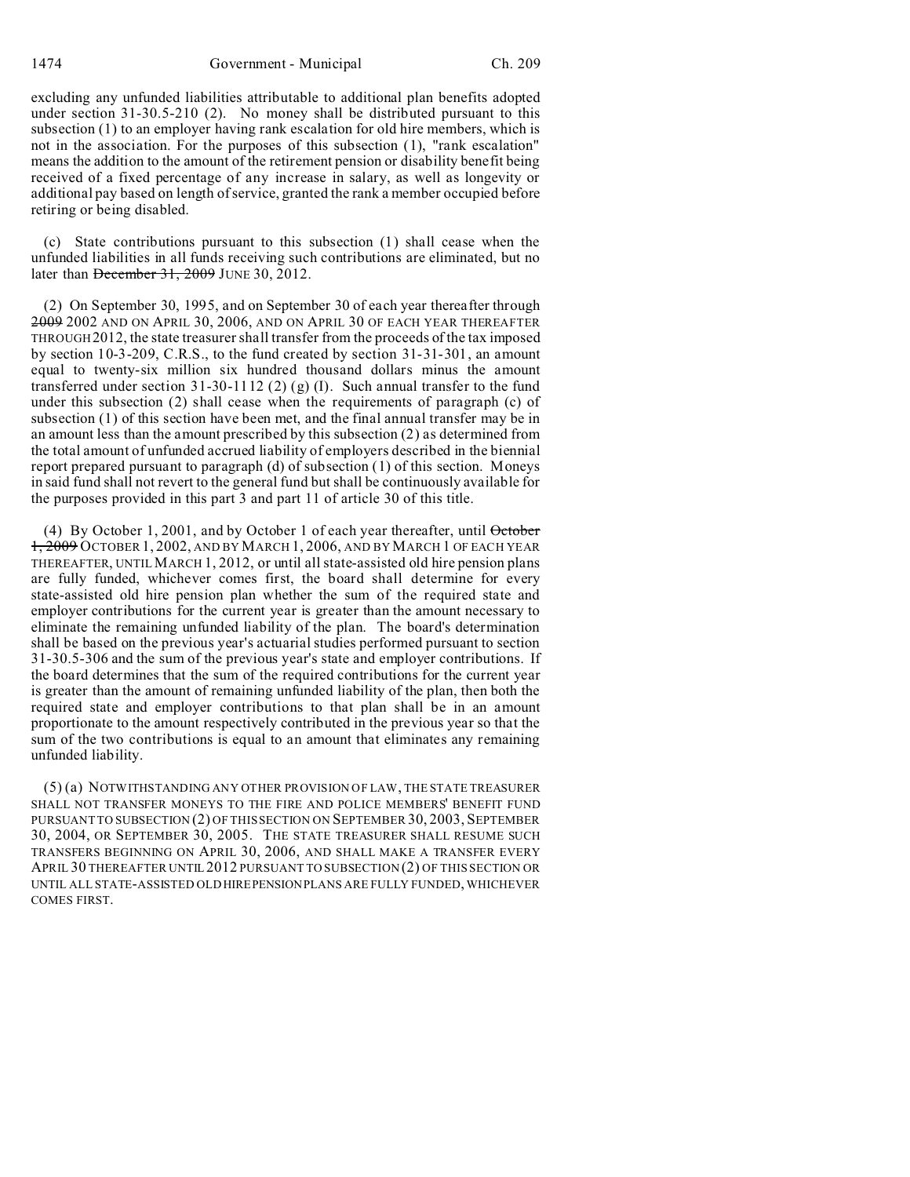excluding any unfunded liabilities attributable to additional plan benefits adopted under section 31-30.5-210 (2). No money shall be distributed pursuant to this subsection (1) to an employer having rank escalation for old hire members, which is not in the association. For the purposes of this subsection (1), "rank escalation" means the addition to the amount of the retirement pension or disability benefit being received of a fixed percentage of any increase in salary, as well as longevity or additional pay based on length of service, granted the rank a member occupied before retiring or being disabled.

(c) State contributions pursuant to this subsection (1) shall cease when the unfunded liabilities in all funds receiving such contributions are eliminated, but no later than ~~December 31, 2009~~ JUNE 30, 2012.

(2) On September 30, 1995, and on September 30 of each year thereafter through ~~2009~~ 2002 AND ON APRIL 30, 2006, AND ON APRIL 30 OF EACH YEAR THEREAFTER THROUGH 2012, the state treasurer shall transfer from the proceeds of the tax imposed by section 10-3-209, C.R.S., to the fund created by section 31-31-301, an amount equal to twenty-six million six hundred thousand dollars minus the amount transferred under section 31-30-1112 (2) (g) (I). Such annual transfer to the fund under this subsection (2) shall cease when the requirements of paragraph (c) of subsection (1) of this section have been met, and the final annual transfer may be in an amount less than the amount prescribed by this subsection (2) as determined from the total amount of unfunded accrued liability of employers described in the biennial report prepared pursuant to paragraph (d) of subsection (1) of this section. Moneys in said fund shall not revert to the general fund but shall be continuously available for the purposes provided in this part 3 and part 11 of article 30 of this title.

(4) By October 1, 2001, and by October 1 of each year thereafter, until ~~October 1, 2009~~ OCTOBER 1, 2002, AND BY MARCH 1, 2006, AND BY MARCH 1 OF EACH YEAR THEREAFTER, UNTIL MARCH 1, 2012, or until all state-assisted old hire pension plans are fully funded, whichever comes first, the board shall determine for every state-assisted old hire pension plan whether the sum of the required state and employer contributions for the current year is greater than the amount necessary to eliminate the remaining unfunded liability of the plan. The board's determination shall be based on the previous year's actuarial studies performed pursuant to section 31-30.5-306 and the sum of the previous year's state and employer contributions. If the board determines that the sum of the required contributions for the current year is greater than the amount of remaining unfunded liability of the plan, then both the required state and employer contributions to that plan shall be in an amount proportionate to the amount respectively contributed in the previous year so that the sum of the two contributions is equal to an amount that eliminates any remaining unfunded liability.

(5) (a) NOTWITHSTANDING ANY OTHER PROVISION OF LAW, THE STATE TREASURER SHALL NOT TRANSFER MONEYS TO THE FIRE AND POLICE MEMBERS' BENEFIT FUND PURSUANT TO SUBSECTION (2) OF THIS SECTION ON SEPTEMBER 30, 2003, SEPTEMBER 30, 2004, OR SEPTEMBER 30, 2005. THE STATE TREASURER SHALL RESUME SUCH TRANSFERS BEGINNING ON APRIL 30, 2006, AND SHALL MAKE A TRANSFER EVERY APRIL 30 THEREAFTER UNTIL 2012 PURSUANT TO SUBSECTION (2) OF THIS SECTION OR UNTIL ALL STATE-ASSISTED OLD HIRE PENSION PLANS ARE FULLY FUNDED, WHICHEVER COMES FIRST.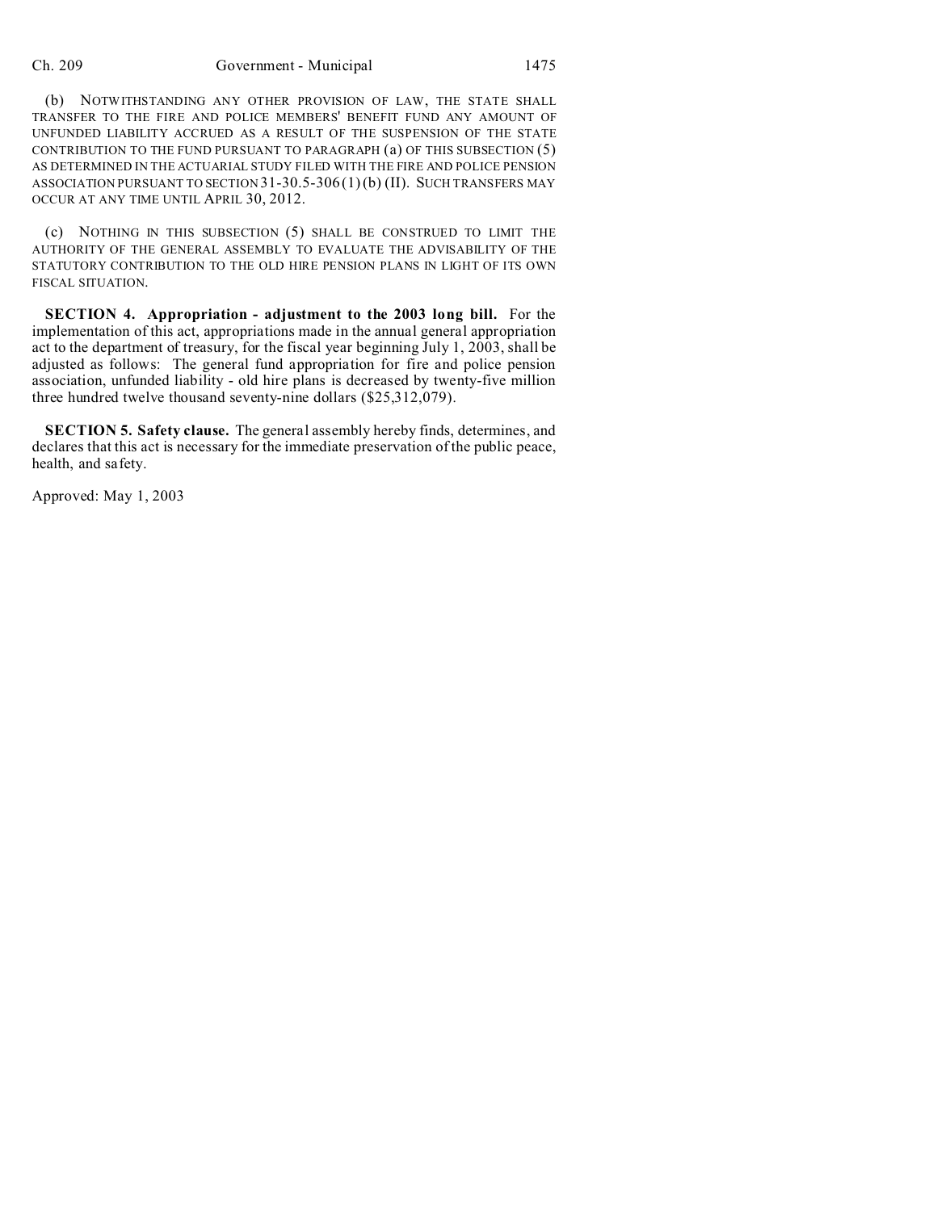(b) NOTWITHSTANDING ANY OTHER PROVISION OF LAW, THE STATE SHALL TRANSFER TO THE FIRE AND POLICE MEMBERS' BENEFIT FUND ANY AMOUNT OF UNFUNDED LIABILITY ACCRUED AS A RESULT OF THE SUSPENSION OF THE STATE CONTRIBUTION TO THE FUND PURSUANT TO PARAGRAPH (a) OF THIS SUBSECTION (5) AS DETERMINED IN THE ACTUARIAL STUDY FILED WITH THE FIRE AND POLICE PENSION ASSOCIATION PURSUANT TO SECTION 31-30.5-306 (1) (b) (II). SUCH TRANSFERS MAY OCCUR AT ANY TIME UNTIL APRIL 30, 2012.

(c) NOTHING IN THIS SUBSECTION (5) SHALL BE CONSTRUED TO LIMIT THE AUTHORITY OF THE GENERAL ASSEMBLY TO EVALUATE THE ADVISABILITY OF THE STATUTORY CONTRIBUTION TO THE OLD HIRE PENSION PLANS IN LIGHT OF ITS OWN FISCAL SITUATION.

**SECTION 4. Appropriation - adjustment to the 2003 long bill.** For the implementation of this act, appropriations made in the annual general appropriation act to the department of treasury, for the fiscal year beginning July 1, 2003, shall be adjusted as follows: The general fund appropriation for fire and police pension association, unfunded liability - old hire plans is decreased by twenty-five million three hundred twelve thousand seventy-nine dollars ($25,312,079).

**SECTION 5. Safety clause.** The general assembly hereby finds, determines, and declares that this act is necessary for the immediate preservation of the public peace, health, and safety.

Approved: May 1, 2003